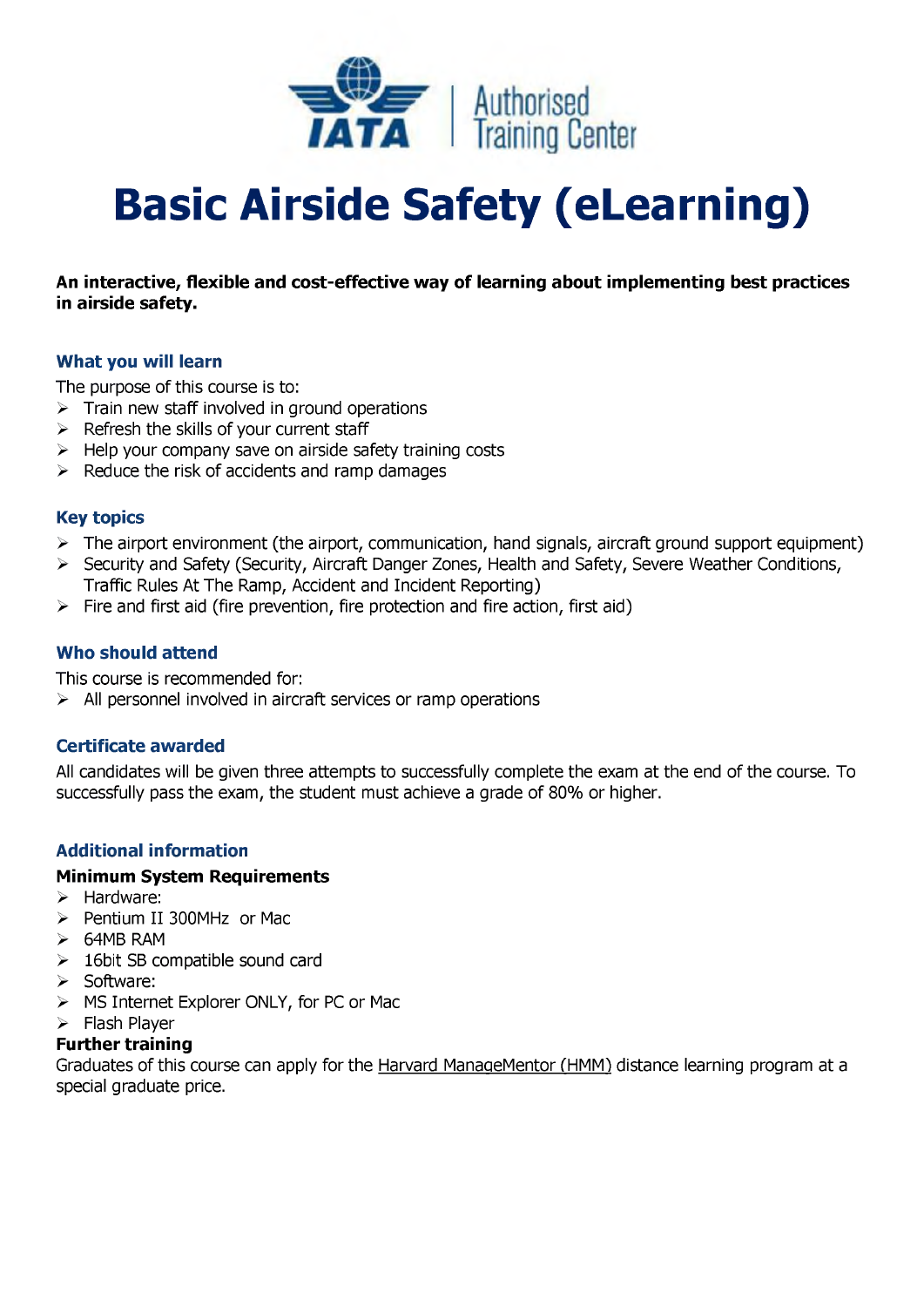IATA | Authorised Training Center

# Basic Airside Safety (eLearning)

**An interactive, flexible and cost-effective way of learning about implementing best practices in airside safety.**

### What you will learn

The purpose of this course is to:

- Train new staff involved in ground operations
- Refresh the skills of your current staff
- Help your company save on airside safety training costs
- Reduce the risk of accidents and ramp damages

### Key topics

- The airport environment (the airport, communication, hand signals, aircraft ground support equipment)
- Security and Safety (Security, Aircraft Danger Zones, Health and Safety, Severe Weather Conditions, Traffic Rules At The Ramp, Accident and Incident Reporting)
- Fire and first aid (fire prevention, fire protection and fire action, first aid)

### Who should attend

This course is recommended for:

- All personnel involved in aircraft services or ramp operations

### Certificate awarded

All candidates will be given three attempts to successfully complete the exam at the end of the course. To successfully pass the exam, the student must achieve a grade of 80% or higher.

### Additional information

**Minimum System Requirements**

- Hardware:
- Pentium II 300MHz or Mac
- 64MB RAM
- 16bit SB compatible sound card
- Software:
- MS Internet Explorer ONLY, for PC or Mac
- Flash Player

**Further training**

Graduates of this course can apply for the Harvard ManageMentor (HMM) distance learning program at a special graduate price.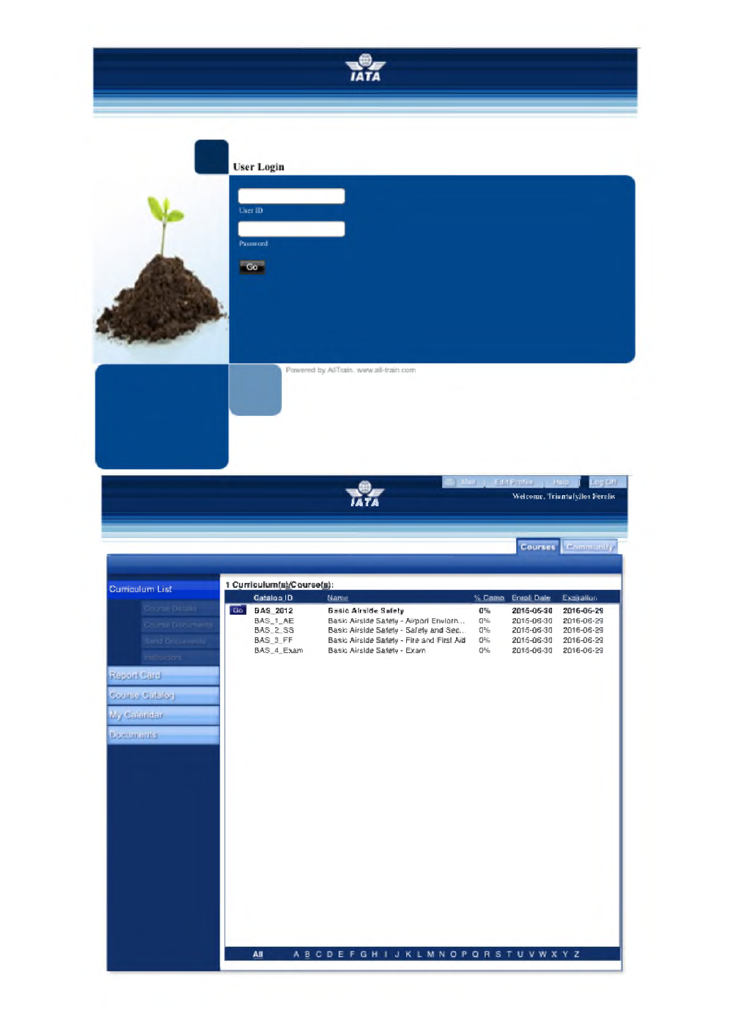IATA

**User Login**

User ID

Password

Go

Powered by AllTrain. www.all-train.com

IATA

Mail | Edit Profile | Help | Log Off

Welcome, Triantafyllos Percis

Courses | Community

Curriculum List

- Course Details
- Course Documents
- Send Documents
- Instructors

Report Card

Course Catalog

My Calendar

Documents

1 Curriculum(s)/Course(s):

| | Catalog ID | Name | % Comp | Enroll Date | Expiration |
|---|---|---|---|---|---|
| Go | **BAS_2012** | **Basic Airside Safety** | **0%** | **2015-06-30** | **2016-06-29** |
| | BAS_1_AE | Basic Airside Safety - Airport Environ... | 0% | 2015-06-30 | 2016-06-29 |
| | BAS_2_SS | Basic Airside Safety - Safety and Sec... | 0% | 2015-06-30 | 2016-06-29 |
| | BAS_3_FF | Basic Airside Safety - Fire and First Aid | 0% | 2015-06-30 | 2016-06-29 |
| | BAS_4_Exam | Basic Airside Safety - Exam | 0% | 2015-06-30 | 2016-06-29 |

All A B C D E F G H I J K L M N O P Q R S T U V W X Y Z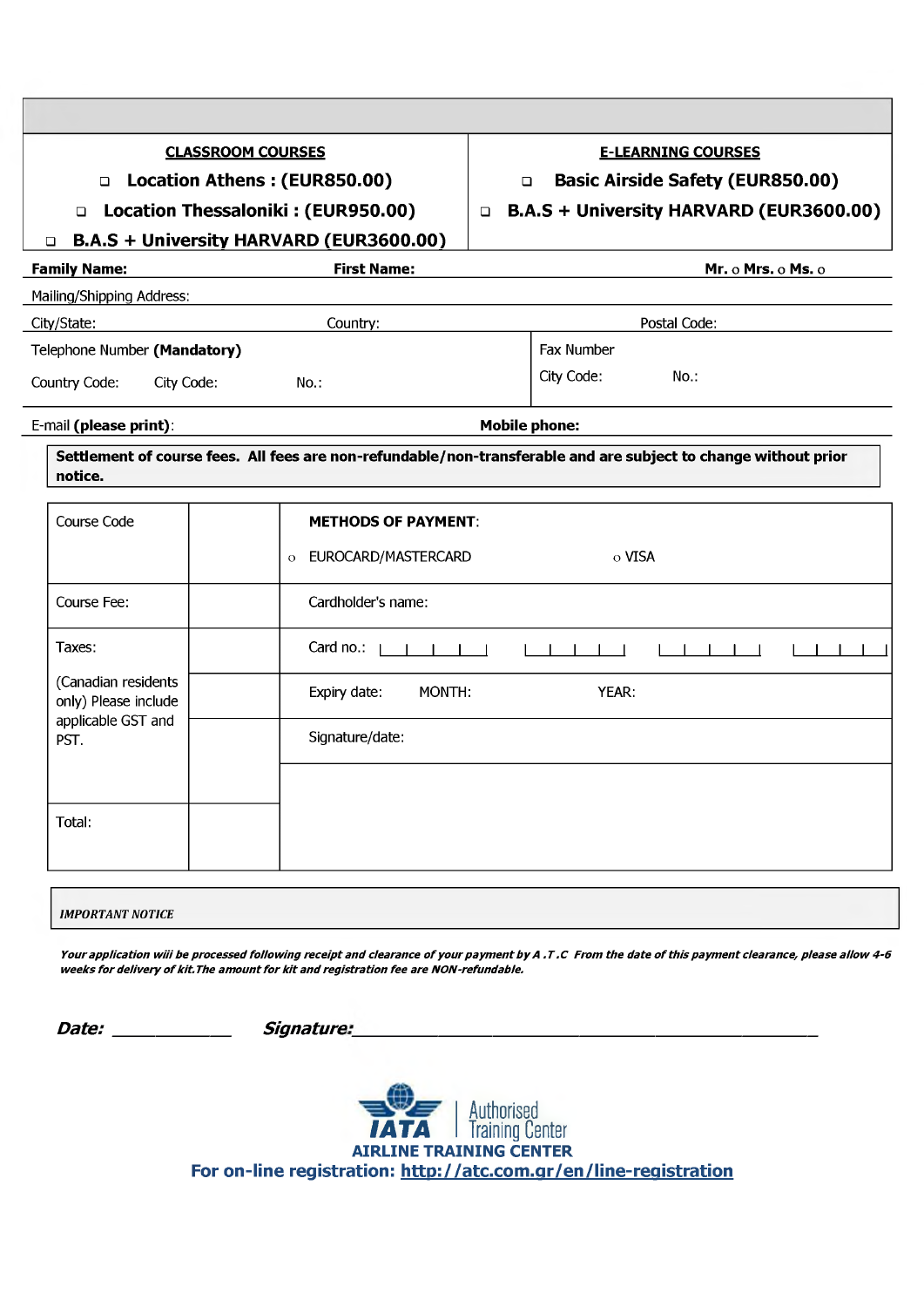| CLASSROOM COURSES | E-LEARNING COURSES |
|---|---|
| ☐ **Location Athens : (EUR850.00)** | ☐ **Basic Airside Safety (EUR850.00)** |
| ☐ **Location Thessaloniki : (EUR950.00)** | ☐ **B.A.S + University HARVARD (EUR3600.00)** |
| ☐ **B.A.S + University HARVARD (EUR3600.00)** | |

**Family Name:** **First Name:** **Mr.** o **Mrs.** o **Ms.** o

Mailing/Shipping Address:

City/State: Country: Postal Code:

Telephone Number **(Mandatory)**

Country Code: City Code: No.:

Fax Number

City Code: No.:

E-mail **(please print)**: **Mobile phone:**

**Settlement of course fees. All fees are non-refundable/non-transferable and are subject to change without prior notice.**

| | | |
|---|---|---|
| Course Code | | **METHODS OF PAYMENT**: o EUROCARD/MASTERCARD o VISA |
| Course Fee: | | Cardholder's name: |
| Taxes: (Canadian residents only) Please include applicable GST and PST. | | Card no.: |
| | | Expiry date: MONTH: YEAR: |
| | | Signature/date: |
| Total: | | |

***IMPORTANT NOTICE***

***Your application wiii be processed following receipt and clearance of your payment by A .T .C From the date of this payment clearance, please allow 4-6 weeks for delivery of kit.The amount for kit and registration fee are NON-refundable.***

***Date:*** ____________ ***Signature:***________________________________________

IATA | Authorised Training Center

**AIRLINE TRAINING CENTER**

**For on-line registration: http://atc.com.gr/en/line-registration**